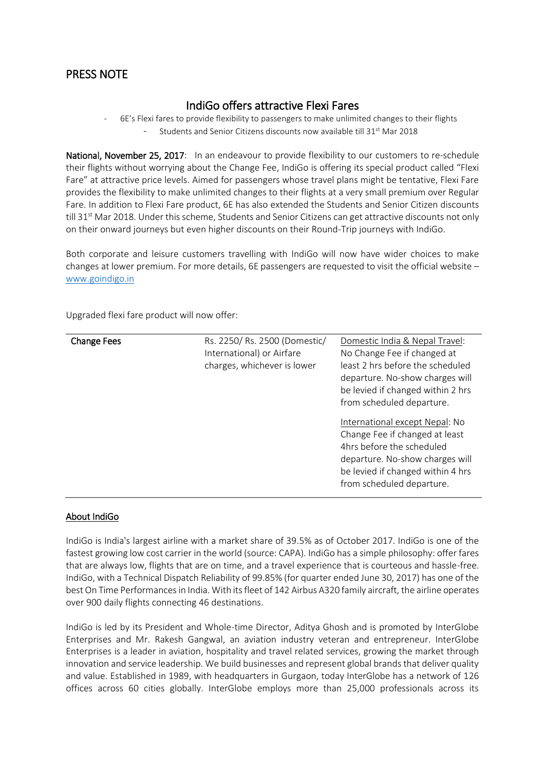# PRESS NOTE

## IndiGo offers attractive Flexi Fares

- 6E's Flexi fares to provide flexibility to passengers to make unlimited changes to their flights
- Students and Senior Citizens discounts now available till 31st Mar 2018

**National, November 25, 2017**: In an endeavour to provide flexibility to our customers to re-schedule their flights without worrying about the Change Fee, IndiGo is offering its special product called "Flexi Fare" at attractive price levels. Aimed for passengers whose travel plans might be tentative, Flexi Fare provides the flexibility to make unlimited changes to their flights at a very small premium over Regular Fare. In addition to Flexi Fare product, 6E has also extended the Students and Senior Citizen discounts till 31st Mar 2018. Under this scheme, Students and Senior Citizens can get attractive discounts not only on their onward journeys but even higher discounts on their Round-Trip journeys with IndiGo.

Both corporate and leisure customers travelling with IndiGo will now have wider choices to make changes at lower premium. For more details, 6E passengers are requested to visit the official website – www.goindigo.in

Upgraded flexi fare product will now offer:

| | | |
|---|---|---|
| **Change Fees** | Rs. 2250/ Rs. 2500 (Domestic/ International) or Airfare charges, whichever is lower | Domestic India & Nepal Travel: No Change Fee if changed at least 2 hrs before the scheduled departure. No-show charges will be levied if changed within 2 hrs from scheduled departure.<br><br>International except Nepal: No Change Fee if changed at least 4hrs before the scheduled departure. No-show charges will be levied if changed within 4 hrs from scheduled departure. |

### About IndiGo

IndiGo is India's largest airline with a market share of 39.5% as of October 2017. IndiGo is one of the fastest growing low cost carrier in the world (source: CAPA). IndiGo has a simple philosophy: offer fares that are always low, flights that are on time, and a travel experience that is courteous and hassle-free. IndiGo, with a Technical Dispatch Reliability of 99.85% (for quarter ended June 30, 2017) has one of the best On Time Performances in India. With its fleet of 142 Airbus A320 family aircraft, the airline operates over 900 daily flights connecting 46 destinations.

IndiGo is led by its President and Whole-time Director, Aditya Ghosh and is promoted by InterGlobe Enterprises and Mr. Rakesh Gangwal, an aviation industry veteran and entrepreneur. InterGlobe Enterprises is a leader in aviation, hospitality and travel related services, growing the market through innovation and service leadership. We build businesses and represent global brands that deliver quality and value. Established in 1989, with headquarters in Gurgaon, today InterGlobe has a network of 126 offices across 60 cities globally. InterGlobe employs more than 25,000 professionals across its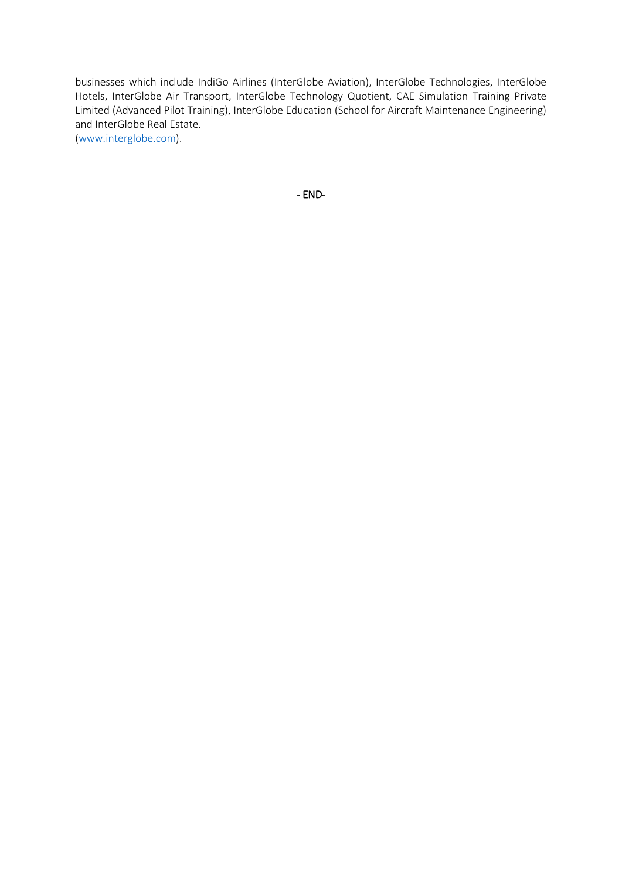businesses which include IndiGo Airlines (InterGlobe Aviation), InterGlobe Technologies, InterGlobe Hotels, InterGlobe Air Transport, InterGlobe Technology Quotient, CAE Simulation Training Private Limited (Advanced Pilot Training), InterGlobe Education (School for Aircraft Maintenance Engineering) and InterGlobe Real Estate.
(www.interglobe.com).

**- END-**